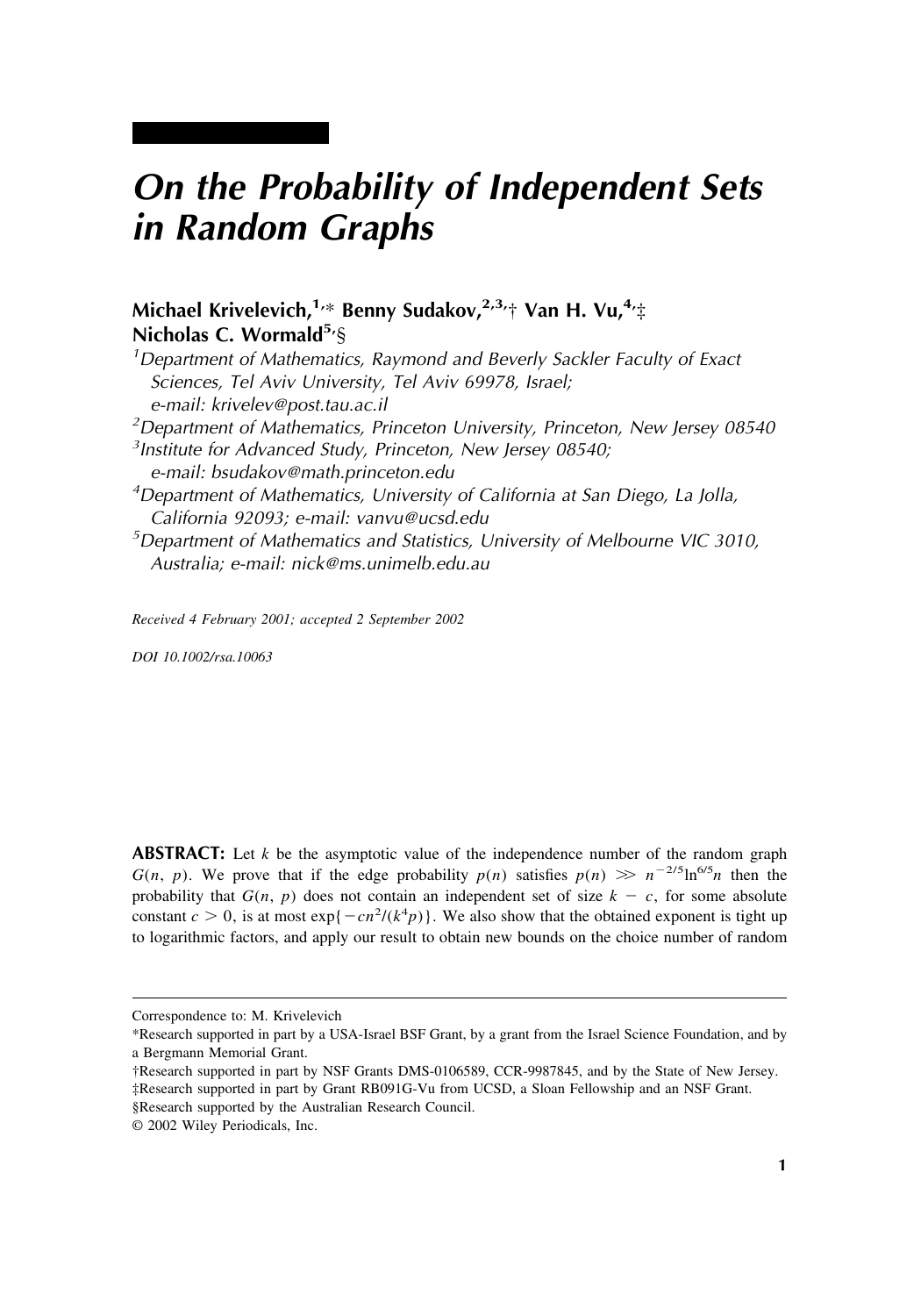# On the Probability of Independent Sets in Random Graphs

**Michael Krivelevich,[1,*] Benny Sudakov,[2,3,†] Van H. Vu,[4,‡] Nicholas C. Wormald[5,§]**

[1] *Department of Mathematics, Raymond and Beverly Sackler Faculty of Exact Sciences, Tel Aviv University, Tel Aviv 69978, Israel; e-mail: krivelev@post.tau.ac.il*

[2] *Department of Mathematics, Princeton University, Princeton, New Jersey 08540*

[3] *Institute for Advanced Study, Princeton, New Jersey 08540; e-mail: bsudakov@math.princeton.edu*

[4] *Department of Mathematics, University of California at San Diego, La Jolla, California 92093; e-mail: vanvu@ucsd.edu*

[5] *Department of Mathematics and Statistics, University of Melbourne VIC 3010, Australia; e-mail: nick@ms.unimelb.edu.au*

*Received 4 February 2001; accepted 2 September 2002*

*DOI 10.1002/rsa.10063*

**ABSTRACT:** Let $k$ be the asymptotic value of the independence number of the random graph $G(n, p)$. We prove that if the edge probability $p(n)$ satisfies $p(n) \gg n^{-2/5}\ln^{6/5}n$ then the probability that $G(n, p)$ does not contain an independent set of size $k - c$, for some absolute constant $c > 0$, is at most $\exp\{-cn^2/(k^4p)\}$. We also show that the obtained exponent is tight up to logarithmic factors, and apply our result to obtain new bounds on the choice number of random

---

Correspondence to: M. Krivelevich

*Research supported in part by a USA-Israel BSF Grant, by a grant from the Israel Science Foundation, and by a Bergmann Memorial Grant.

†Research supported in part by NSF Grants DMS-0106589, CCR-9987845, and by the State of New Jersey.

‡Research supported in part by Grant RB091G-Vu from UCSD, a Sloan Fellowship and an NSF Grant.

§Research supported by the Australian Research Council.

© 2002 Wiley Periodicals, Inc.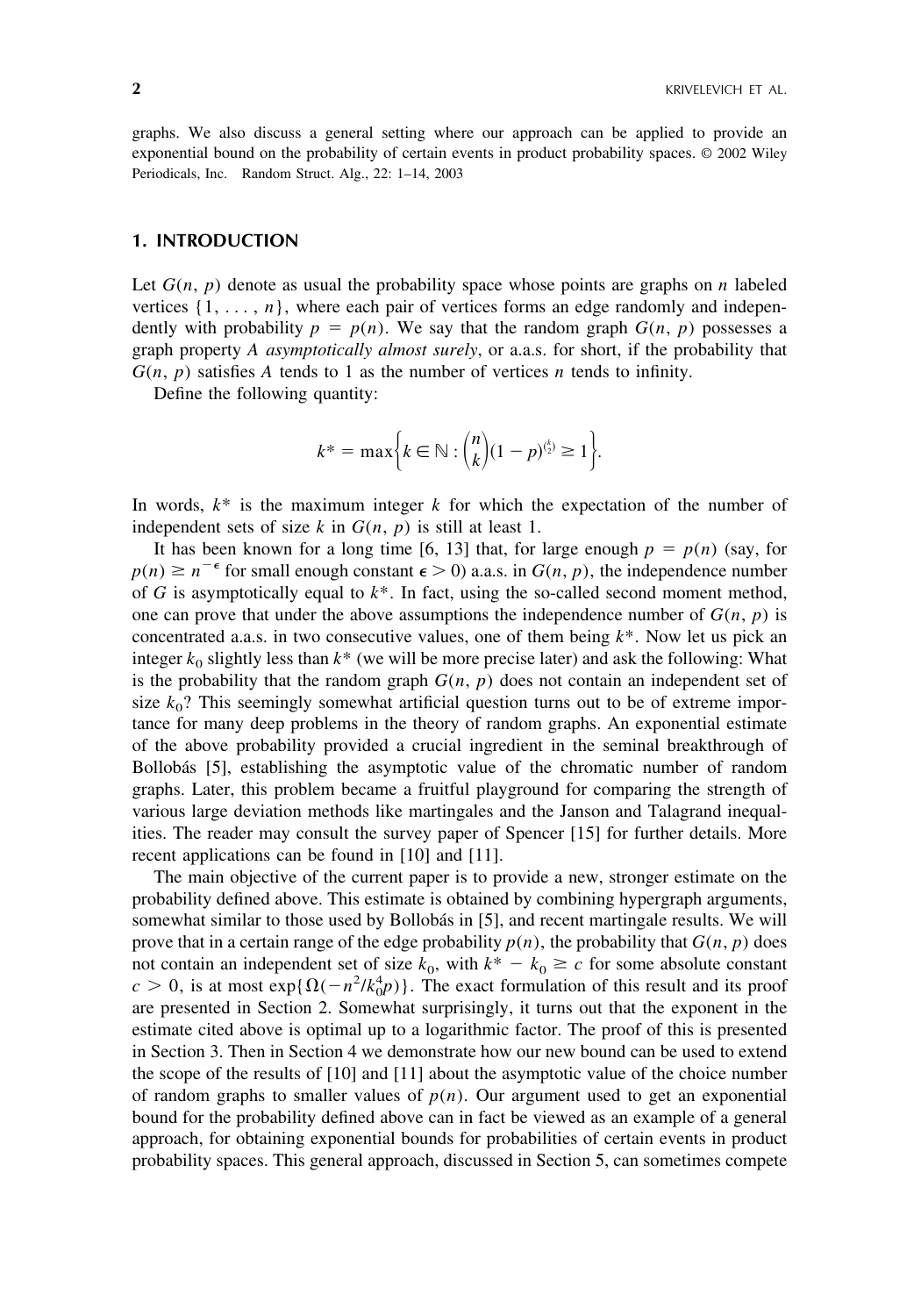graphs. We also discuss a general setting where our approach can be applied to provide an exponential bound on the probability of certain events in product probability spaces. © 2002 Wiley Periodicals, Inc. Random Struct. Alg., 22: 1–14, 2003

## 1. INTRODUCTION

Let $G(n, p)$ denote as usual the probability space whose points are graphs on $n$ labeled vertices $\{1, \ldots, n\}$, where each pair of vertices forms an edge randomly and independently with probability $p = p(n)$. We say that the random graph $G(n, p)$ possesses a graph property $A$ *asymptotically almost surely*, or a.a.s. for short, if the probability that $G(n, p)$ satisfies $A$ tends to 1 as the number of vertices $n$ tends to infinity.

Define the following quantity:

$$k^* = \max\left\{k \in \mathbb{N} : \binom{n}{k}(1-p)^{\binom{k}{2}} \geq 1\right\}.$$

In words, $k^*$ is the maximum integer $k$ for which the expectation of the number of independent sets of size $k$ in $G(n, p)$ is still at least 1.

It has been known for a long time [6, 13] that, for large enough $p = p(n)$ (say, for $p(n) \geq n^{-\epsilon}$ for small enough constant $\epsilon > 0$) a.a.s. in $G(n, p)$, the independence number of $G$ is asymptotically equal to $k^*$. In fact, using the so-called second moment method, one can prove that under the above assumptions the independence number of $G(n, p)$ is concentrated a.a.s. in two consecutive values, one of them being $k^*$. Now let us pick an integer $k_0$ slightly less than $k^*$ (we will be more precise later) and ask the following: What is the probability that the random graph $G(n, p)$ does not contain an independent set of size $k_0$? This seemingly somewhat artificial question turns out to be of extreme importance for many deep problems in the theory of random graphs. An exponential estimate of the above probability provided a crucial ingredient in the seminal breakthrough of Bollobás [5], establishing the asymptotic value of the chromatic number of random graphs. Later, this problem became a fruitful playground for comparing the strength of various large deviation methods like martingales and the Janson and Talagrand inequalities. The reader may consult the survey paper of Spencer [15] for further details. More recent applications can be found in [10] and [11].

The main objective of the current paper is to provide a new, stronger estimate on the probability defined above. This estimate is obtained by combining hypergraph arguments, somewhat similar to those used by Bollobás in [5], and recent martingale results. We will prove that in a certain range of the edge probability $p(n)$, the probability that $G(n, p)$ does not contain an independent set of size $k_0$, with $k^* - k_0 \geq c$ for some absolute constant $c > 0$, is at most $\exp\{\Omega(-n^2/k_0^4 p)\}$. The exact formulation of this result and its proof are presented in Section 2. Somewhat surprisingly, it turns out that the exponent in the estimate cited above is optimal up to a logarithmic factor. The proof of this is presented in Section 3. Then in Section 4 we demonstrate how our new bound can be used to extend the scope of the results of [10] and [11] about the asymptotic value of the choice number of random graphs to smaller values of $p(n)$. Our argument used to get an exponential bound for the probability defined above can in fact be viewed as an example of a general approach, for obtaining exponential bounds for probabilities of certain events in product probability spaces. This general approach, discussed in Section 5, can sometimes compete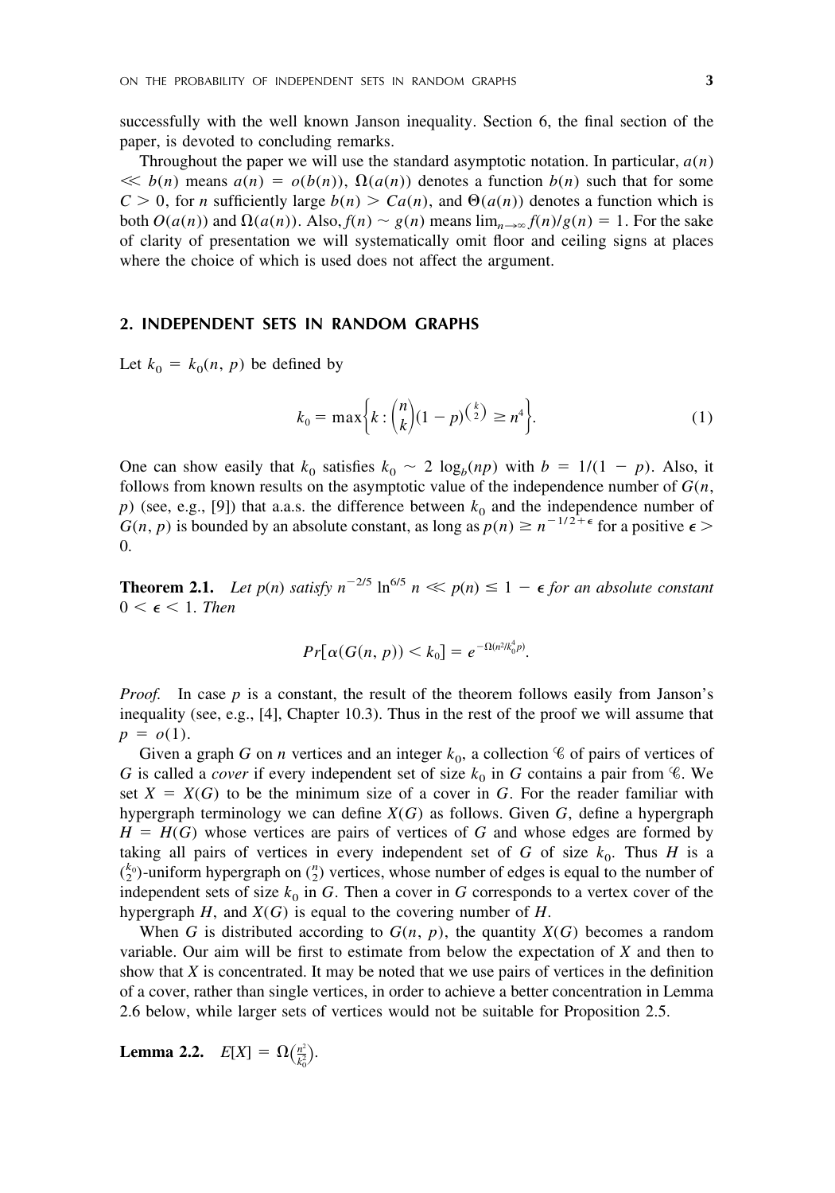successfully with the well known Janson inequality. Section 6, the final section of the paper, is devoted to concluding remarks.

Throughout the paper we will use the standard asymptotic notation. In particular, $a(n) \ll b(n)$ means $a(n) = o(b(n))$, $\Omega(a(n))$ denotes a function $b(n)$ such that for some $C > 0$, for $n$ sufficiently large $b(n) > Ca(n)$, and $\Theta(a(n))$ denotes a function which is both $O(a(n))$ and $\Omega(a(n))$. Also, $f(n) \sim g(n)$ means $\lim_{n\to\infty} f(n)/g(n) = 1$. For the sake of clarity of presentation we will systematically omit floor and ceiling signs at places where the choice of which is used does not affect the argument.

## 2. INDEPENDENT SETS IN RANDOM GRAPHS

Let $k_0 = k_0(n, p)$ be defined by

$$k_0 = \max\left\{k : \binom{n}{k}(1-p)^{\binom{k}{2}} \geq n^4\right\}. \tag{1}$$

One can show easily that $k_0$ satisfies $k_0 \sim 2\log_b(np)$ with $b = 1/(1-p)$. Also, it follows from known results on the asymptotic value of the independence number of $G(n, p)$ (see, e.g., [9]) that a.a.s. the difference between $k_0$ and the independence number of $G(n, p)$ is bounded by an absolute constant, as long as $p(n) \geq n^{-1/2+\epsilon}$ for a positive $\epsilon > 0$.

**Theorem 2.1.** *Let $p(n)$ satisfy $n^{-2/5}\ln^{6/5} n \ll p(n) \leq 1 - \epsilon$ for an absolute constant $0 < \epsilon < 1$. Then*

$$Pr[\alpha(G(n, p)) < k_0] = e^{-\Omega(n^2/k_0^4 p)}.$$

*Proof.* In case $p$ is a constant, the result of the theorem follows easily from Janson's inequality (see, e.g., [4], Chapter 10.3). Thus in the rest of the proof we will assume that $p = o(1)$.

Given a graph $G$ on $n$ vertices and an integer $k_0$, a collection $\mathscr{C}$ of pairs of vertices of $G$ is called a *cover* if every independent set of size $k_0$ in $G$ contains a pair from $\mathscr{C}$. We set $X = X(G)$ to be the minimum size of a cover in $G$. For the reader familiar with hypergraph terminology we can define $X(G)$ as follows. Given $G$, define a hypergraph $H = H(G)$ whose vertices are pairs of vertices of $G$ and whose edges are formed by taking all pairs of vertices in every independent set of $G$ of size $k_0$. Thus $H$ is a $\binom{k_0}{2}$-uniform hypergraph on $\binom{n}{2}$ vertices, whose number of edges is equal to the number of independent sets of size $k_0$ in $G$. Then a cover in $G$ corresponds to a vertex cover of the hypergraph $H$, and $X(G)$ is equal to the covering number of $H$.

When $G$ is distributed according to $G(n, p)$, the quantity $X(G)$ becomes a random variable. Our aim will be first to estimate from below the expectation of $X$ and then to show that $X$ is concentrated. It may be noted that we use pairs of vertices in the definition of a cover, rather than single vertices, in order to achieve a better concentration in Lemma 2.6 below, while larger sets of vertices would not be suitable for Proposition 2.5.

**Lemma 2.2.** $E[X] = \Omega\left(\frac{n^2}{k_0^2}\right)$.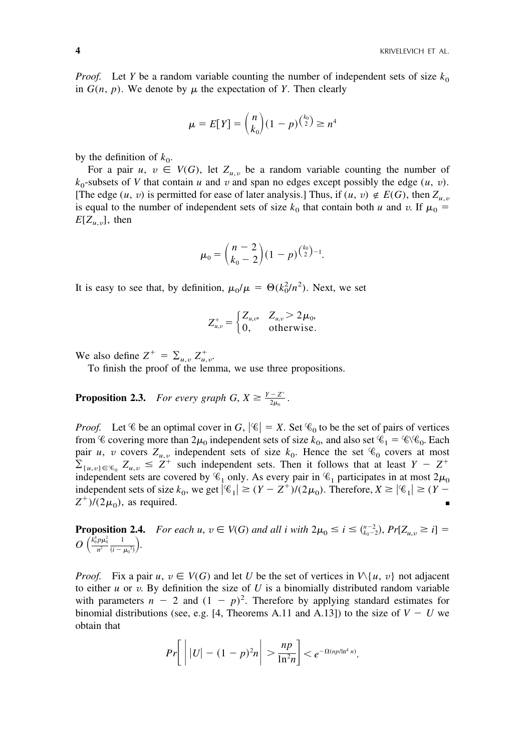*Proof.* Let $Y$ be a random variable counting the number of independent sets of size $k_0$ in $G(n, p)$. We denote by $\mu$ the expectation of $Y$. Then clearly

$$\mu = E[Y] = \binom{n}{k_0}(1-p)^{\binom{k_0}{2}} \geq n^4$$

by the definition of $k_0$.

For a pair $u, v \in V(G)$, let $Z_{u,v}$ be a random variable counting the number of $k_0$-subsets of $V$ that contain $u$ and $v$ and span no edges except possibly the edge $(u, v)$. [The edge $(u, v)$ is permitted for ease of later analysis.] Thus, if $(u, v) \notin E(G)$, then $Z_{u,v}$ is equal to the number of independent sets of size $k_0$ that contain both $u$ and $v$. If $\mu_0 = E[Z_{u,v}]$, then

$$\mu_0 = \binom{n-2}{k_0-2}(1-p)^{\binom{k_0}{2}-1}.$$

It is easy to see that, by definition, $\mu_0/\mu = \Theta(k_0^2/n^2)$. Next, we set

$$Z^+_{u,v} = \begin{cases} Z_{u,v}, & Z_{u,v} > 2\mu_0, \\ 0, & \text{otherwise.} \end{cases}$$

We also define $Z^+ = \sum_{u,v} Z^+_{u,v}$.

To finish the proof of the lemma, we use three propositions.

**Proposition 2.3.** *For every graph $G$, $X \geq \frac{Y - Z^+}{2\mu_0}$.*

*Proof.* Let $\mathscr{C}$ be an optimal cover in $G$, $|\mathscr{C}| = X$. Set $\mathscr{C}_0$ to be the set of pairs of vertices from $\mathscr{C}$ covering more than $2\mu_0$ independent sets of size $k_0$, and also set $\mathscr{C}_1 = \mathscr{C} \setminus \mathscr{C}_0$. Each pair $u, v$ covers $Z_{u,v}$ independent sets of size $k_0$. Hence the set $\mathscr{C}_0$ covers at most $\sum_{\{u,v\} \in \mathscr{C}_0} Z_{u,v} \leq Z^+$ such independent sets. Then it follows that at least $Y - Z^+$ independent sets are covered by $\mathscr{C}_1$ only. As every pair in $\mathscr{C}_1$ participates in at most $2\mu_0$ independent sets of size $k_0$, we get $|\mathscr{C}_1| \geq (Y - Z^+)/(2\mu_0)$. Therefore, $X \geq |\mathscr{C}_1| \geq (Y - Z^+)/(2\mu_0)$, as required. ∎

**Proposition 2.4.** *For each $u, v \in V(G)$ and all $i$ with $2\mu_0 \leq i \leq \binom{n-2}{k_0-2}$, $Pr[Z_{u,v} \geq i] = O\left(\frac{k_0^4 p \mu_0^2}{n^2} \frac{1}{(i-\mu_0)^2}\right)$.*

*Proof.* Fix a pair $u, v \in V(G)$ and let $U$ be the set of vertices in $V \setminus \{u, v\}$ not adjacent to either $u$ or $v$. By definition the size of $U$ is a binomially distributed random variable with parameters $n - 2$ and $(1 - p)^2$. Therefore by applying standard estimates for binomial distributions (see, e.g. [4, Theorems A.11 and A.13]) to the size of $V - U$ we obtain that

$$Pr\left[\left| |U| - (1-p)^2 n \right| > \frac{np}{\ln^2 n}\right] < e^{-\Omega(np/\ln^4 n)}.$$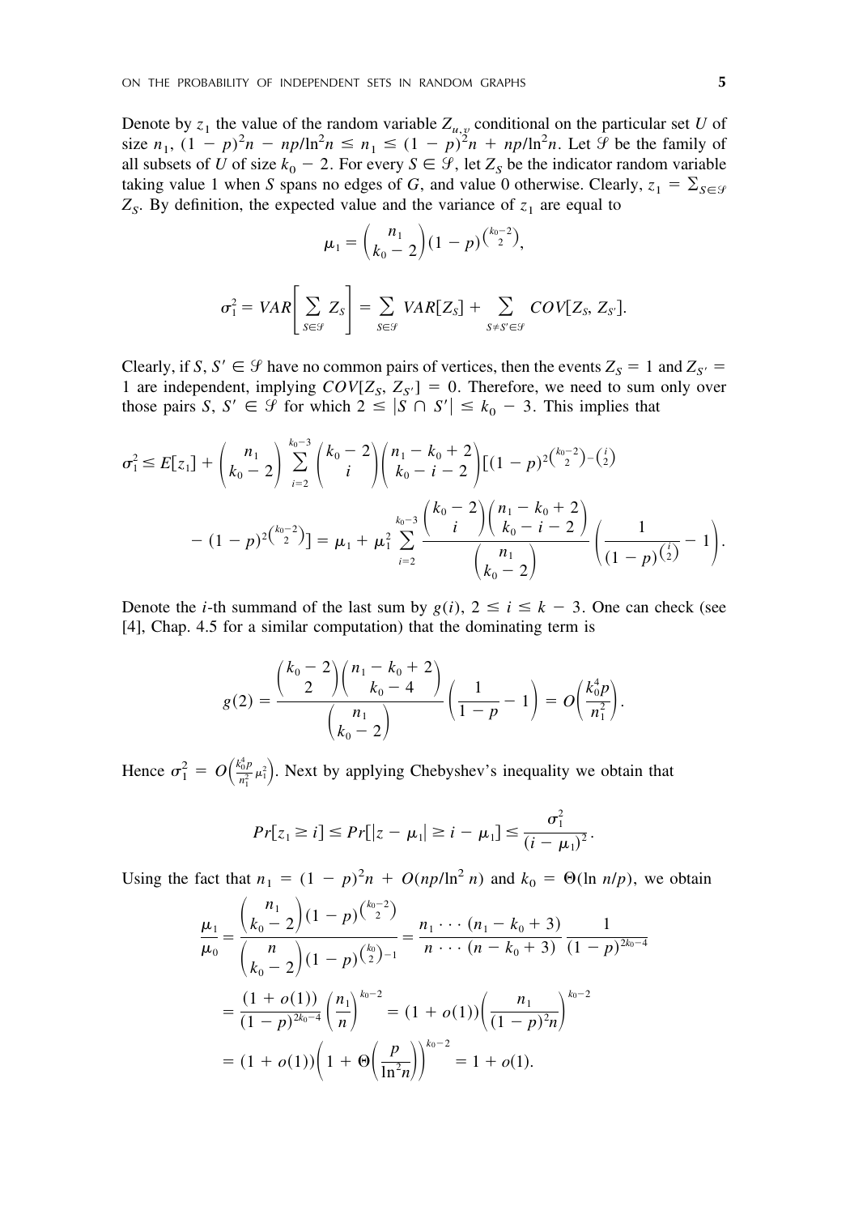Denote by $z_1$ the value of the random variable $Z_{u,v}$ conditional on the particular set $U$ of size $n_1$, $(1 - p)^2 n - np/\ln^2 n \leq n_1 \leq (1 - p)^2 n + np/\ln^2 n$. Let $\mathcal{S}$ be the family of all subsets of $U$ of size $k_0 - 2$. For every $S \in \mathcal{S}$, let $Z_S$ be the indicator random variable taking value 1 when $S$ spans no edges of $G$, and value 0 otherwise. Clearly, $z_1 = \sum_{S \in \mathcal{S}} Z_S$. By definition, the expected value and the variance of $z_1$ are equal to

$$\mu_1 = \binom{n_1}{k_0 - 2}(1 - p)^{\binom{k_0-2}{2}},$$

$$\sigma_1^2 = VAR\left[\sum_{S \in \mathcal{S}} Z_S\right] = \sum_{S \in \mathcal{S}} VAR[Z_S] + \sum_{S \neq S' \in \mathcal{S}} COV[Z_S, Z_{S'}].$$

Clearly, if $S, S' \in \mathcal{S}$ have no common pairs of vertices, then the events $Z_S = 1$ and $Z_{S'} = 1$ are independent, implying $COV[Z_S, Z_{S'}] = 0$. Therefore, we need to sum only over those pairs $S, S' \in \mathcal{S}$ for which $2 \leq |S \cap S'| \leq k_0 - 3$. This implies that

$$\sigma_1^2 \leq E[z_1] + \binom{n_1}{k_0 - 2} \sum_{i=2}^{k_0-3} \binom{k_0 - 2}{i}\binom{n_1 - k_0 + 2}{k_0 - i - 2}\left[(1 - p)^{2\binom{k_0-2}{2} - \binom{i}{2}} - (1 - p)^{2\binom{k_0-2}{2}}\right] = \mu_1 + \mu_1^2 \sum_{i=2}^{k_0-3} \frac{\binom{k_0 - 2}{i}\binom{n_1 - k_0 + 2}{k_0 - i - 2}}{\binom{n_1}{k_0 - 2}}\left(\frac{1}{(1 - p)^{\binom{i}{2}}} - 1\right).$$

Denote the $i$-th summand of the last sum by $g(i)$, $2 \leq i \leq k - 3$. One can check (see [4], Chap. 4.5 for a similar computation) that the dominating term is

$$g(2) = \frac{\binom{k_0 - 2}{2}\binom{n_1 - k_0 + 2}{k_0 - 4}}{\binom{n_1}{k_0 - 2}}\left(\frac{1}{1 - p} - 1\right) = O\left(\frac{k_0^4 p}{n_1^2}\right).$$

Hence $\sigma_1^2 = O\left(\frac{k_0^4 p}{n_1^2}\mu_1^2\right)$. Next by applying Chebyshev's inequality we obtain that

$$Pr[z_1 \geq i] \leq Pr[|z - \mu_1| \geq i - \mu_1] \leq \frac{\sigma_1^2}{(i - \mu_1)^2}.$$

Using the fact that $n_1 = (1 - p)^2 n + O(np/\ln^2 n)$ and $k_0 = \Theta(\ln n/p)$, we obtain

$$\frac{\mu_1}{\mu_0} = \frac{\binom{n_1}{k_0 - 2}(1 - p)^{\binom{k_0-2}{2}}}{\binom{n}{k_0 - 2}(1 - p)^{\binom{k_0}{2} - 1}} = \frac{n_1 \cdots (n_1 - k_0 + 3)}{n \cdots (n - k_0 + 3)} \frac{1}{(1 - p)^{2k_0 - 4}}$$

$$= \frac{(1 + o(1))}{(1 - p)^{2k_0 - 4}}\left(\frac{n_1}{n}\right)^{k_0 - 2} = (1 + o(1))\left(\frac{n_1}{(1 - p)^2 n}\right)^{k_0 - 2}$$

$$= (1 + o(1))\left(1 + \Theta\left(\frac{p}{\ln^2 n}\right)\right)^{k_0 - 2} = 1 + o(1).$$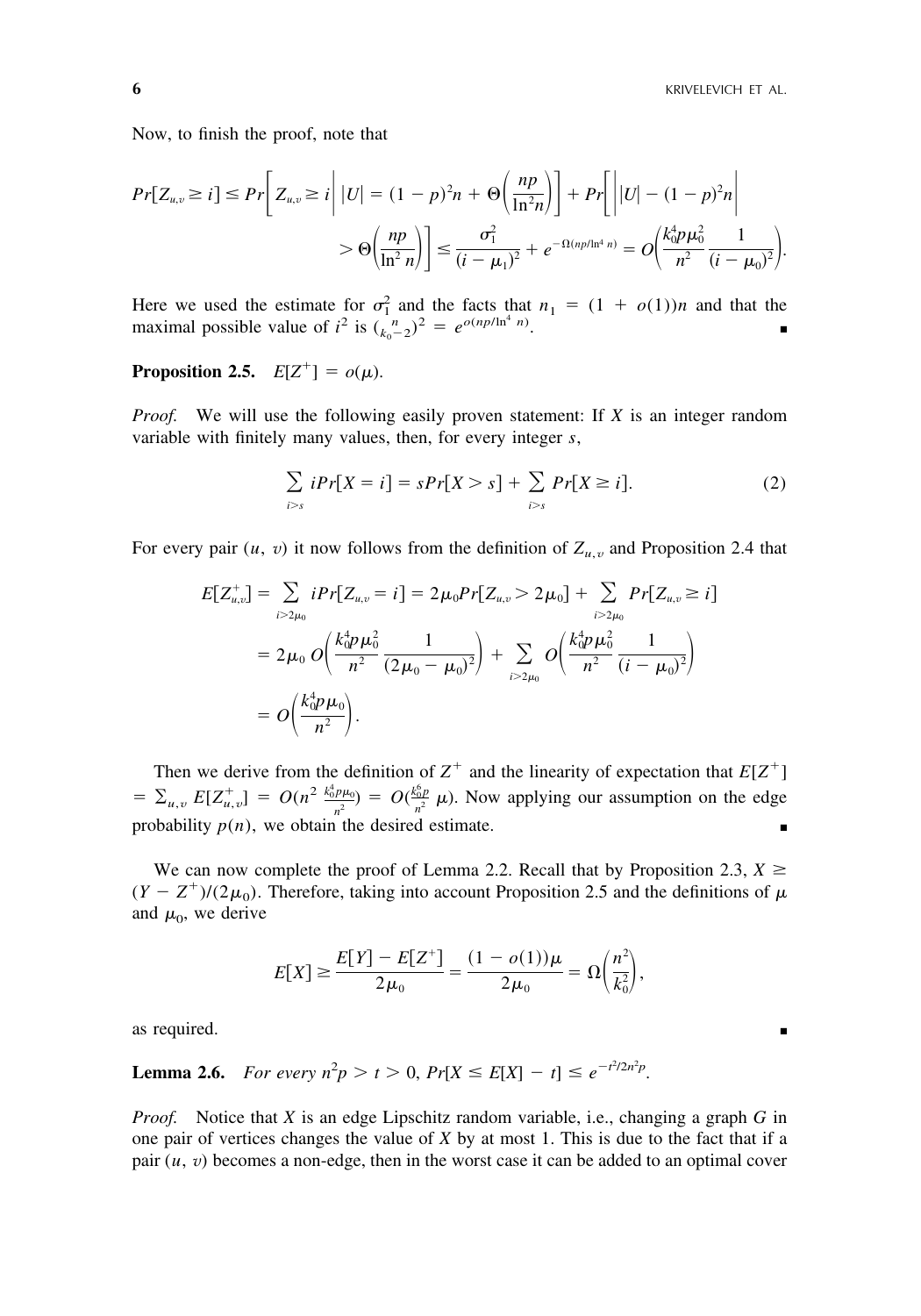Now, to finish the proof, note that

$$Pr[Z_{u,v} \geq i] \leq Pr\left[ Z_{u,v} \geq i \,\middle|\, |U| = (1-p)^2 n + \Theta\left(\frac{np}{\ln^2 n}\right) \right] + Pr\left[ \left| |U| - (1-p)^2 n \right| > \Theta\left(\frac{np}{\ln^2 n}\right) \right] \leq \frac{\sigma_1^2}{(i-\mu_1)^2} + e^{-\Omega(np/\ln^4 n)} = O\left( \frac{k_0^4 p \mu_0^2}{n^2} \frac{1}{(i-\mu_0)^2} \right).$$

Here we used the estimate for $\sigma_1^2$ and the facts that $n_1 = (1 + o(1))n$ and that the maximal possible value of $i^2$ is $\binom{n}{k_0 - 2}^2 = e^{o(np/\ln^4 n)}$. ∎

**Proposition 2.5.** $E[Z^+] = o(\mu)$.

*Proof.* We will use the following easily proven statement: If $X$ is an integer random variable with finitely many values, then, for every integer $s$,

$$\sum_{i>s} i Pr[X = i] = s Pr[X > s] + \sum_{i>s} Pr[X \geq i]. \tag{2}$$

For every pair $(u, v)$ it now follows from the definition of $Z_{u,v}$ and Proposition 2.4 that

$$\begin{aligned} E[Z_{u,v}^+] &= \sum_{i>2\mu_0} i Pr[Z_{u,v} = i] = 2\mu_0 Pr[Z_{u,v} > 2\mu_0] + \sum_{i>2\mu_0} Pr[Z_{u,v} \geq i] \\ &= 2\mu_0 \, O\left( \frac{k_0^4 p \mu_0^2}{n^2} \frac{1}{(2\mu_0 - \mu_0)^2} \right) + \sum_{i>2\mu_0} O\left( \frac{k_0^4 p \mu_0^2}{n^2} \frac{1}{(i-\mu_0)^2} \right) \\ &= O\left( \frac{k_0^4 p \mu_0}{n^2} \right). \end{aligned}$$

Then we derive from the definition of $Z^+$ and the linearity of expectation that $E[Z^+] = \sum_{u,v} E[Z_{u,v}^+] = O(n^2 \frac{k_0^4 p \mu_0}{n^2}) = O(\frac{k_0^6 p}{n^2} \mu)$. Now applying our assumption on the edge probability $p(n)$, we obtain the desired estimate. ∎

We can now complete the proof of Lemma 2.2. Recall that by Proposition 2.3, $X \geq (Y - Z^+)/(2\mu_0)$. Therefore, taking into account Proposition 2.5 and the definitions of $\mu$ and $\mu_0$, we derive

$$E[X] \geq \frac{E[Y] - E[Z^+]}{2\mu_0} = \frac{(1 - o(1))\mu}{2\mu_0} = \Omega\left( \frac{n^2}{k_0^2} \right),$$

as required. ∎

**Lemma 2.6.** *For every $n^2 p > t > 0$, $Pr[X \leq E[X] - t] \leq e^{-t^2/2n^2 p}$.*

*Proof.* Notice that $X$ is an edge Lipschitz random variable, i.e., changing a graph $G$ in one pair of vertices changes the value of $X$ by at most 1. This is due to the fact that if a pair $(u, v)$ becomes a non-edge, then in the worst case it can be added to an optimal cover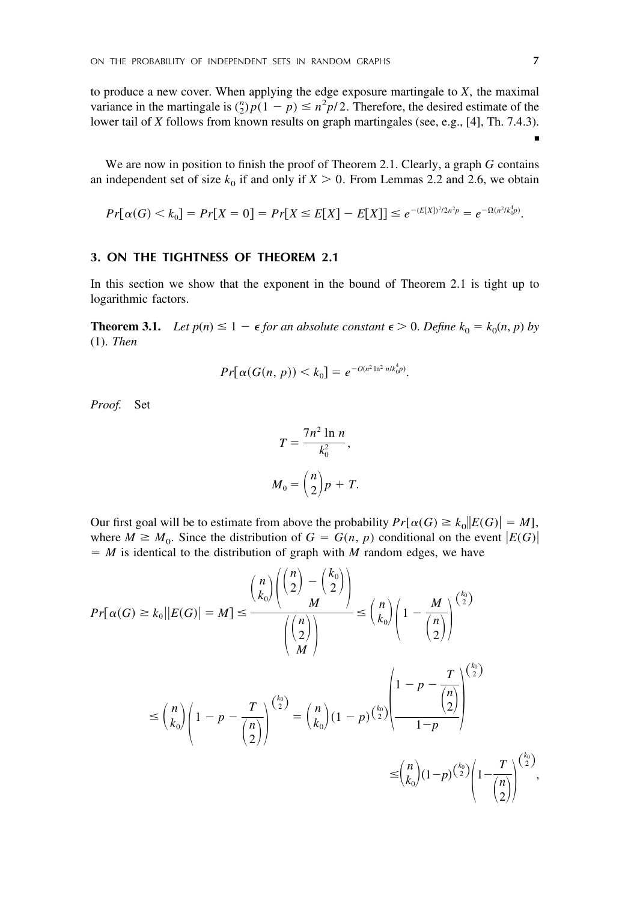to produce a new cover. When applying the edge exposure martingale to $X$, the maximal variance in the martingale is $\binom{n}{2}p(1-p) \le n^2p/2$. Therefore, the desired estimate of the lower tail of $X$ follows from known results on graph martingales (see, e.g., [4], Th. 7.4.3). ∎

We are now in position to finish the proof of Theorem 2.1. Clearly, a graph $G$ contains an independent set of size $k_0$ if and only if $X > 0$. From Lemmas 2.2 and 2.6, we obtain

$$Pr[\alpha(G) < k_0] = Pr[X = 0] = Pr[X \le E[X] - E[X]] \le e^{-(E[X])^2/2n^2p} = e^{-\Omega(n^2/k_0^4p)}.$$

## 3. ON THE TIGHTNESS OF THEOREM 2.1

In this section we show that the exponent in the bound of Theorem 2.1 is tight up to logarithmic factors.

**Theorem 3.1.** *Let $p(n) \le 1 - \epsilon$ for an absolute constant $\epsilon > 0$. Define $k_0 = k_0(n, p)$ by (1). Then*

$$Pr[\alpha(G(n, p)) < k_0] = e^{-O(n^2 \ln^2 n/k_0^4 p)}.$$

*Proof.* Set

$$T = \frac{7n^2 \ln n}{k_0^2},$$

$$M_0 = \binom{n}{2}p + T.$$

Our first goal will be to estimate from above the probability $Pr[\alpha(G) \ge k_0 \| E(G)| = M]$, where $M \ge M_0$. Since the distribution of $G = G(n, p)$ conditional on the event $|E(G)| = M$ is identical to the distribution of graph with $M$ random edges, we have

$$Pr[\alpha(G) \ge k_0 | |E(G)| = M] \le \frac{\binom{n}{k_0}\binom{\binom{n}{2} - \binom{k_0}{2}}{M}}{\binom{\binom{n}{2}}{M}} \le \binom{n}{k_0}\left(1 - \frac{M}{\binom{n}{2}}\right)^{\binom{k_0}{2}}$$

$$\le \binom{n}{k_0}\left(1 - p - \frac{T}{\binom{n}{2}}\right)^{\binom{k_0}{2}} = \binom{n}{k_0}(1-p)^{\binom{k_0}{2}}\left(\frac{1 - p - \frac{T}{\binom{n}{2}}}{1-p}\right)^{\binom{k_0}{2}}$$

$$\le \binom{n}{k_0}(1-p)^{\binom{k_0}{2}}\left(1 - \frac{T}{\binom{n}{2}}\right)^{\binom{k_0}{2}},$$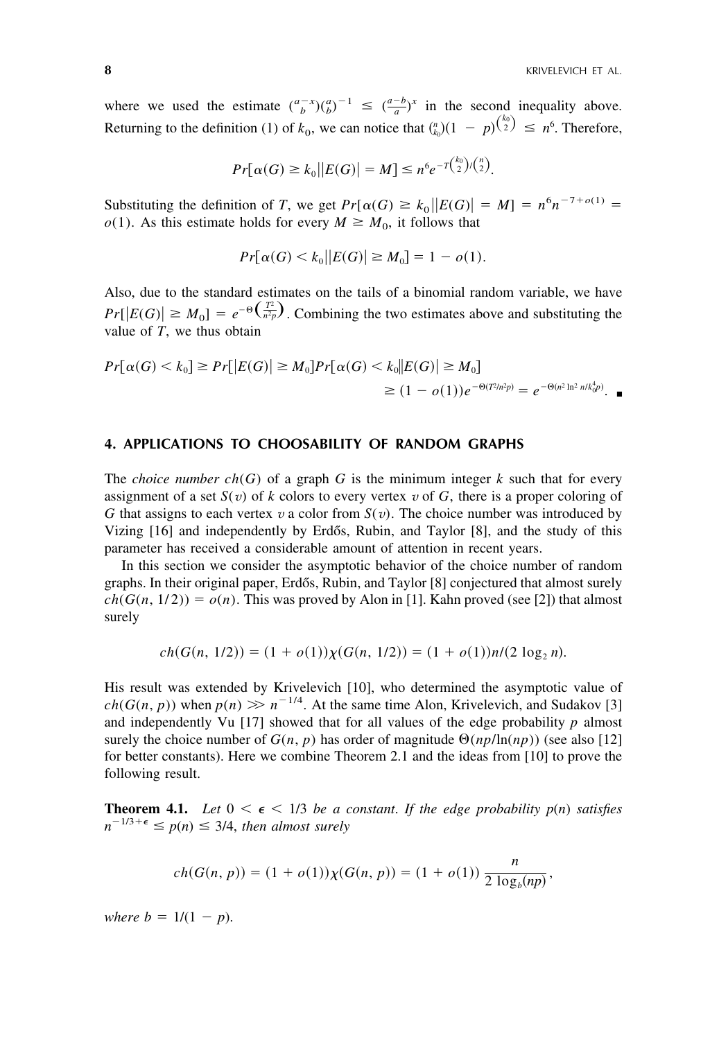where we used the estimate $\binom{a-x}{b}\binom{a}{b}^{-1} \leq \left(\frac{a-b}{a}\right)^x$ in the second inequality above. Returning to the definition (1) of $k_0$, we can notice that $\binom{n}{k_0}(1-p)^{\binom{k_0}{2}} \leq n^6$. Therefore,

$$Pr[\alpha(G) \geq k_0 \| E(G)| = M] \leq n^6 e^{-T\binom{k_0}{2}/\binom{n}{2}}.$$

Substituting the definition of $T$, we get $Pr[\alpha(G) \geq k_0 \| E(G)| = M] = n^6 n^{-7+o(1)} = o(1)$. As this estimate holds for every $M \geq M_0$, it follows that

$$Pr[\alpha(G) < k_0 \| E(G)| \geq M_0] = 1 - o(1).$$

Also, due to the standard estimates on the tails of a binomial random variable, we have $Pr[|E(G)| \geq M_0] = e^{-\Theta\left(\frac{T^2}{n^2 p}\right)}$. Combining the two estimates above and substituting the value of $T$, we thus obtain

$$\begin{aligned} Pr[\alpha(G) < k_0] &\geq Pr[|E(G)| \geq M_0] Pr[\alpha(G) < k_0 \| E(G)| \geq M_0] \\ &\geq (1 - o(1)) e^{-\Theta(T^2/n^2 p)} = e^{-\Theta(n^2 \ln^2 n / k_0^4 p)}. \quad \blacksquare \end{aligned}$$

## 4. APPLICATIONS TO CHOOSABILITY OF RANDOM GRAPHS

The *choice number* $ch(G)$ of a graph $G$ is the minimum integer $k$ such that for every assignment of a set $S(v)$ of $k$ colors to every vertex $v$ of $G$, there is a proper coloring of $G$ that assigns to each vertex $v$ a color from $S(v)$. The choice number was introduced by Vizing [16] and independently by Erdős, Rubin, and Taylor [8], and the study of this parameter has received a considerable amount of attention in recent years.

In this section we consider the asymptotic behavior of the choice number of random graphs. In their original paper, Erdős, Rubin, and Taylor [8] conjectured that almost surely $ch(G(n, 1/2)) = o(n)$. This was proved by Alon in [1]. Kahn proved (see [2]) that almost surely

$$ch(G(n, 1/2)) = (1 + o(1))\chi(G(n, 1/2)) = (1 + o(1))n/(2 \log_2 n).$$

His result was extended by Krivelevich [10], who determined the asymptotic value of $ch(G(n, p))$ when $p(n) \gg n^{-1/4}$. At the same time Alon, Krivelevich, and Sudakov [3] and independently Vu [17] showed that for all values of the edge probability $p$ almost surely the choice number of $G(n, p)$ has order of magnitude $\Theta(np/\ln(np))$ (see also [12] for better constants). Here we combine Theorem 2.1 and the ideas from [10] to prove the following result.

**Theorem 4.1.** *Let $0 < \epsilon < 1/3$ be a constant. If the edge probability $p(n)$ satisfies $n^{-1/3+\epsilon} \leq p(n) \leq 3/4$, then almost surely*

$$ch(G(n, p)) = (1 + o(1))\chi(G(n, p)) = (1 + o(1)) \frac{n}{2 \log_b(np)},$$

*where $b = 1/(1 - p)$.*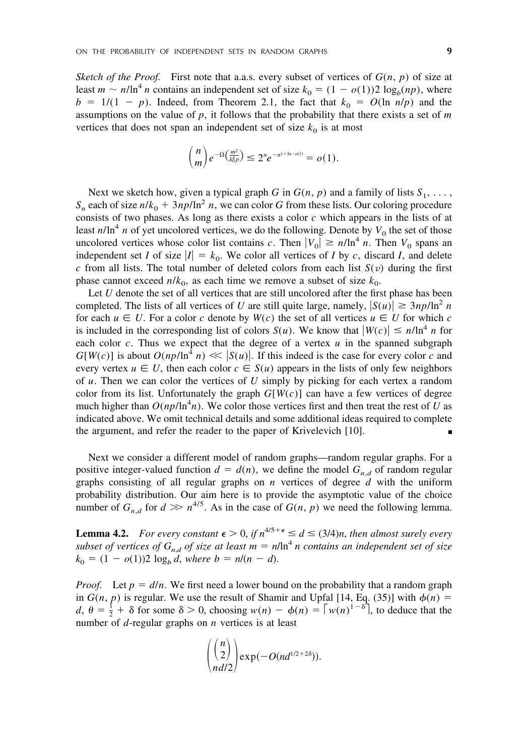*Sketch of the Proof.* First note that a.a.s. every subset of vertices of $G(n, p)$ of size at least $m \sim n/\ln^4 n$ contains an independent set of size $k_0 = (1 - o(1))2 \log_b(np)$, where $b = 1/(1 - p)$. Indeed, from Theorem 2.1, the fact that $k_0 = O(\ln n/p)$ and the assumptions on the value of $p$, it follows that the probability that there exists a set of $m$ vertices that does not span an independent set of size $k_0$ is at most

$$\binom{n}{m} e^{-\Omega\left(\frac{m^2}{k_0^4 p}\right)} \leq 2^n e^{-n^{1+3\epsilon-o(1)}} = o(1).$$

Next we sketch how, given a typical graph $G$ in $G(n, p)$ and a family of lists $S_1, \ldots, S_n$ each of size $n/k_0 + 3np/\ln^2 n$, we can color $G$ from these lists. Our coloring procedure consists of two phases. As long as there exists a color $c$ which appears in the lists of at least $n/\ln^4 n$ of yet uncolored vertices, we do the following. Denote by $V_0$ the set of those uncolored vertices whose color list contains $c$. Then $|V_0| \geq n/\ln^4 n$. Then $V_0$ spans an independent set $I$ of size $|I| = k_0$. We color all vertices of $I$ by $c$, discard $I$, and delete $c$ from all lists. The total number of deleted colors from each list $S(v)$ during the first phase cannot exceed $n/k_0$, as each time we remove a subset of size $k_0$.

Let $U$ denote the set of all vertices that are still uncolored after the first phase has been completed. The lists of all vertices of $U$ are still quite large, namely, $|S(u)| \geq 3np/\ln^2 n$ for each $u \in U$. For a color $c$ denote by $W(c)$ the set of all vertices $u \in U$ for which $c$ is included in the corresponding list of colors $S(u)$. We know that $|W(c)| \leq n/\ln^4 n$ for each color $c$. Thus we expect that the degree of a vertex $u$ in the spanned subgraph $G[W(c)]$ is about $O(np/\ln^4 n) \ll |S(u)|$. If this indeed is the case for every color $c$ and every vertex $u \in U$, then each color $c \in S(u)$ appears in the lists of only few neighbors of $u$. Then we can color the vertices of $U$ simply by picking for each vertex a random color from its list. Unfortunately the graph $G[W(c)]$ can have a few vertices of degree much higher than $O(np/\ln^4 n)$. We color those vertices first and then treat the rest of $U$ as indicated above. We omit technical details and some additional ideas required to complete the argument, and refer the reader to the paper of Krivelevich [10]. ■

Next we consider a different model of random graphs—random regular graphs. For a positive integer-valued function $d = d(n)$, we define the model $G_{n,d}$ of random regular graphs consisting of all regular graphs on $n$ vertices of degree $d$ with the uniform probability distribution. Our aim here is to provide the asymptotic value of the choice number of $G_{n,d}$ for $d \gg n^{4/5}$. As in the case of $G(n, p)$ we need the following lemma.

**Lemma 4.2.** *For every constant $\epsilon > 0$, if $n^{4/5+\epsilon} \leq d \leq (3/4)n$, then almost surely every subset of vertices of $G_{n,d}$ of size at least $m = n/\ln^4 n$ contains an independent set of size $k_0 = (1 - o(1))2 \log_b d$, where $b = n/(n - d)$.*

*Proof.* Let $p = d/n$. We first need a lower bound on the probability that a random graph in $G(n, p)$ is regular. We use the result of Shamir and Upfal [14, Eq. (35)] with $\phi(n) = d$, $\theta = \frac{1}{2} + \delta$ for some $\delta > 0$, choosing $w(n) - \phi(n) = \lceil w(n)^{1-\delta} \rceil$, to deduce that the number of $d$-regular graphs on $n$ vertices is at least

$$\binom{\binom{n}{2}}{nd/2} \exp(-O(nd^{1/2+2\delta})).$$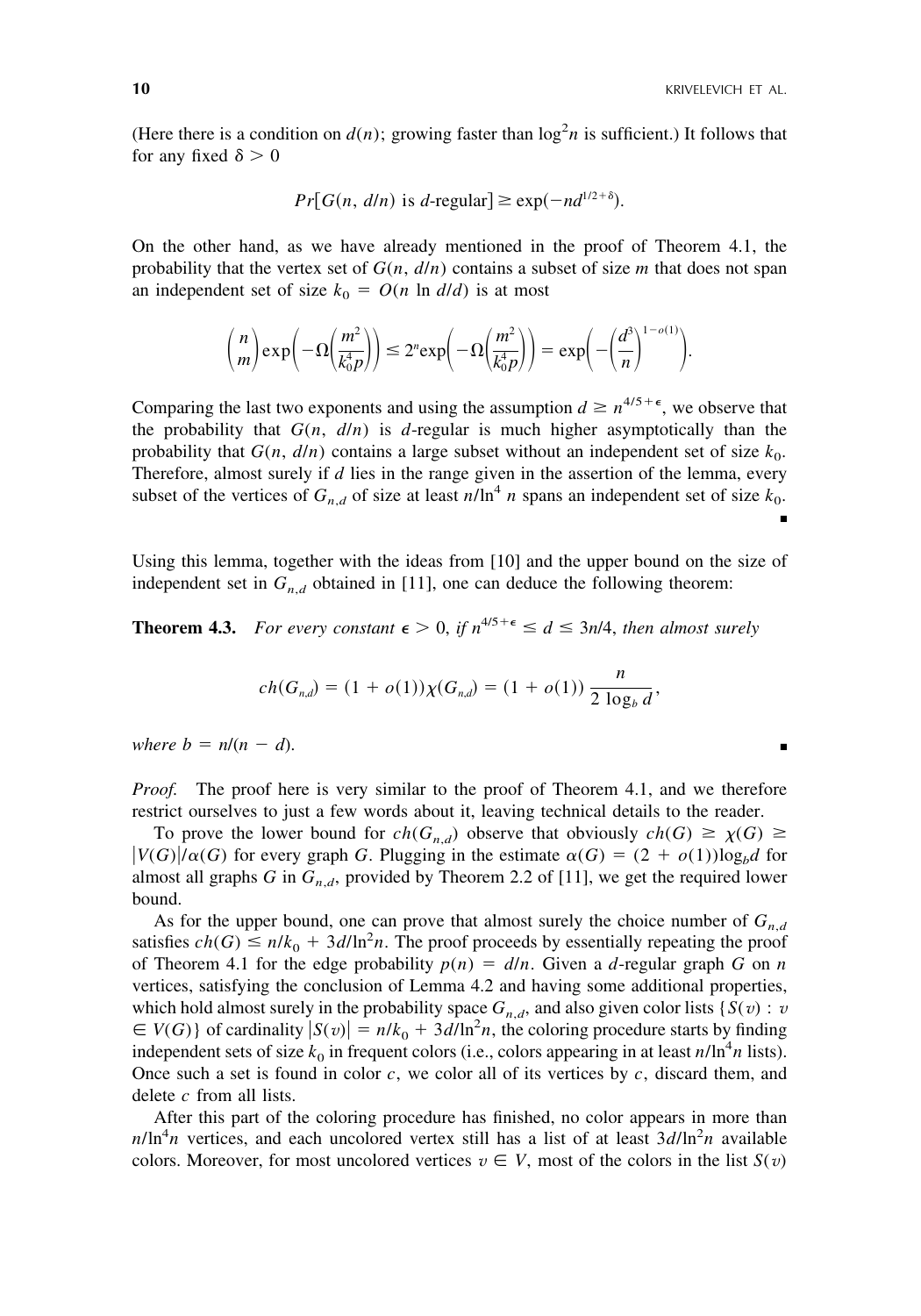(Here there is a condition on $d(n)$; growing faster than $\log^2 n$ is sufficient.) It follows that for any fixed $\delta > 0$

$$Pr[G(n, d/n) \text{ is } d\text{-regular}] \geq \exp(-nd^{1/2+\delta}).$$

On the other hand, as we have already mentioned in the proof of Theorem 4.1, the probability that the vertex set of $G(n, d/n)$ contains a subset of size $m$ that does not span an independent set of size $k_0 = O(n \ln d/d)$ is at most

$$\binom{n}{m}\exp\left(-\Omega\left(\frac{m^2}{k_0^4 p}\right)\right) \leq 2^n \exp\left(-\Omega\left(\frac{m^2}{k_0^4 p}\right)\right) = \exp\left(-\left(\frac{d^3}{n}\right)^{1-o(1)}\right).$$

Comparing the last two exponents and using the assumption $d \geq n^{4/5+\epsilon}$, we observe that the probability that $G(n, d/n)$ is $d$-regular is much higher asymptotically than the probability that $G(n, d/n)$ contains a large subset without an independent set of size $k_0$. Therefore, almost surely if $d$ lies in the range given in the assertion of the lemma, every subset of the vertices of $G_{n,d}$ of size at least $n/\ln^4 n$ spans an independent set of size $k_0$. ∎

Using this lemma, together with the ideas from [10] and the upper bound on the size of independent set in $G_{n,d}$ obtained in [11], one can deduce the following theorem:

**Theorem 4.3.** *For every constant $\epsilon > 0$, if $n^{4/5+\epsilon} \leq d \leq 3n/4$, then almost surely*

$$ch(G_{n,d}) = (1 + o(1))\chi(G_{n,d}) = (1 + o(1))\frac{n}{2\log_b d},$$

*where $b = n/(n - d)$.* ∎

*Proof.* The proof here is very similar to the proof of Theorem 4.1, and we therefore restrict ourselves to just a few words about it, leaving technical details to the reader.

To prove the lower bound for $ch(G_{n,d})$ observe that obviously $ch(G) \geq \chi(G) \geq |V(G)|/\alpha(G)$ for every graph $G$. Plugging in the estimate $\alpha(G) = (2 + o(1))\log_b d$ for almost all graphs $G$ in $G_{n,d}$, provided by Theorem 2.2 of [11], we get the required lower bound.

As for the upper bound, one can prove that almost surely the choice number of $G_{n,d}$ satisfies $ch(G) \leq n/k_0 + 3d/\ln^2 n$. The proof proceeds by essentially repeating the proof of Theorem 4.1 for the edge probability $p(n) = d/n$. Given a $d$-regular graph $G$ on $n$ vertices, satisfying the conclusion of Lemma 4.2 and having some additional properties, which hold almost surely in the probability space $G_{n,d}$, and also given color lists $\{S(v) : v \in V(G)\}$ of cardinality $|S(v)| = n/k_0 + 3d/\ln^2 n$, the coloring procedure starts by finding independent sets of size $k_0$ in frequent colors (i.e., colors appearing in at least $n/\ln^4 n$ lists). Once such a set is found in color $c$, we color all of its vertices by $c$, discard them, and delete $c$ from all lists.

After this part of the coloring procedure has finished, no color appears in more than $n/\ln^4 n$ vertices, and each uncolored vertex still has a list of at least $3d/\ln^2 n$ available colors. Moreover, for most uncolored vertices $v \in V$, most of the colors in the list $S(v)$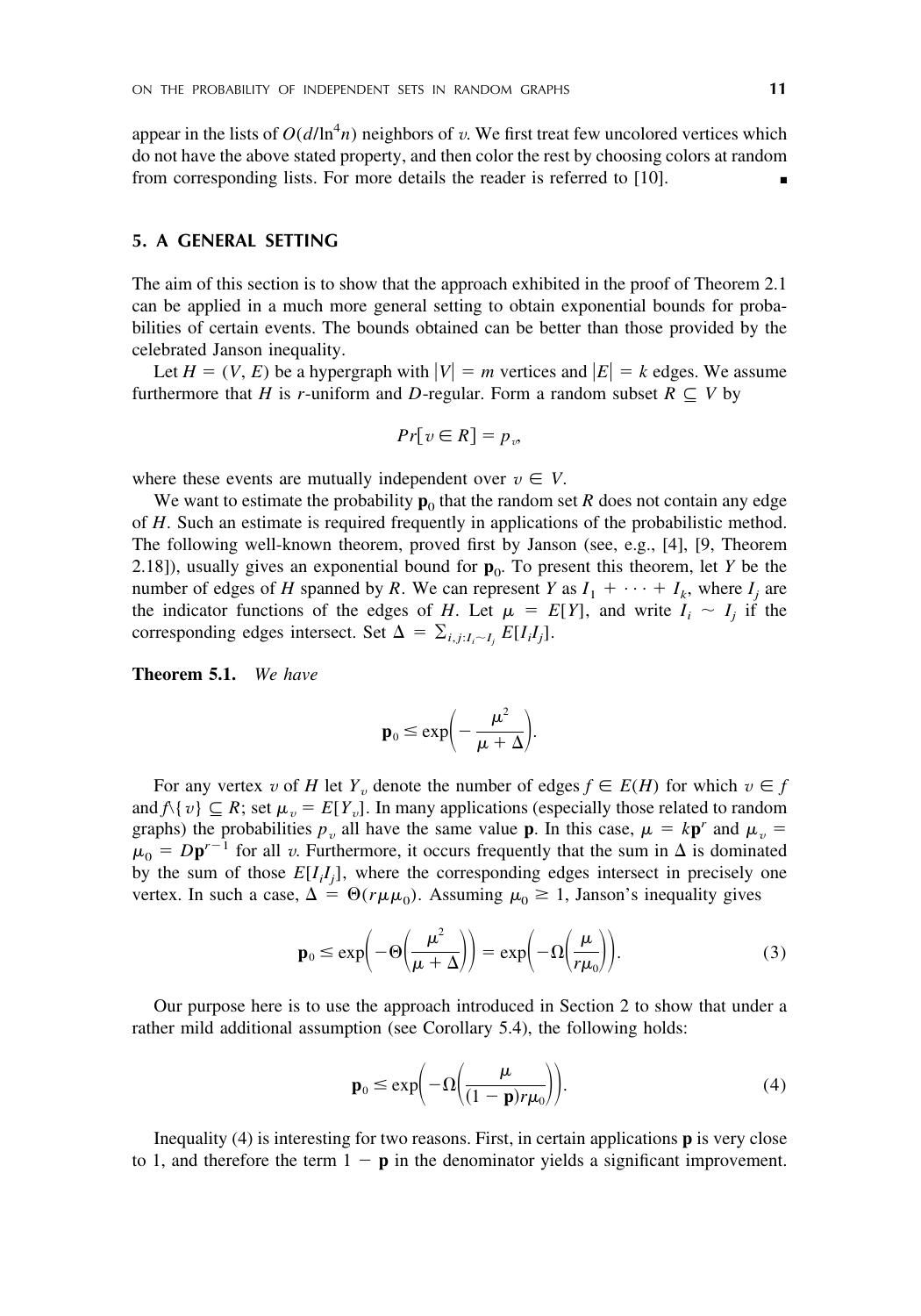appear in the lists of $O(d/\ln^4 n)$ neighbors of $v$. We first treat few uncolored vertices which do not have the above stated property, and then color the rest by choosing colors at random from corresponding lists. For more details the reader is referred to [10]. ∎

## 5. A GENERAL SETTING

The aim of this section is to show that the approach exhibited in the proof of Theorem 2.1 can be applied in a much more general setting to obtain exponential bounds for probabilities of certain events. The bounds obtained can be better than those provided by the celebrated Janson inequality.

Let $H = (V, E)$ be a hypergraph with $|V| = m$ vertices and $|E| = k$ edges. We assume furthermore that $H$ is $r$-uniform and $D$-regular. Form a random subset $R \subseteq V$ by

$$Pr[v \in R] = p_v,$$

where these events are mutually independent over $v \in V$.

We want to estimate the probability $\mathbf{p}_0$ that the random set $R$ does not contain any edge of $H$. Such an estimate is required frequently in applications of the probabilistic method. The following well-known theorem, proved first by Janson (see, e.g., [4], [9, Theorem 2.18]), usually gives an exponential bound for $\mathbf{p}_0$. To present this theorem, let $Y$ be the number of edges of $H$ spanned by $R$. We can represent $Y$ as $I_1 + \cdots + I_k$, where $I_j$ are the indicator functions of the edges of $H$. Let $\mu = E[Y]$, and write $I_i \sim I_j$ if the corresponding edges intersect. Set $\Delta = \sum_{i,j:I_i \sim I_j} E[I_i I_j]$.

**Theorem 5.1.** *We have*

$$\mathbf{p}_0 \leq \exp\left(-\frac{\mu^2}{\mu + \Delta}\right).$$

For any vertex $v$ of $H$ let $Y_v$ denote the number of edges $f \in E(H)$ for which $v \in f$ and $f \setminus \{v\} \subseteq R$; set $\mu_v = E[Y_v]$. In many applications (especially those related to random graphs) the probabilities $p_v$ all have the same value $\mathbf{p}$. In this case, $\mu = k\mathbf{p}^r$ and $\mu_v = \mu_0 = D\mathbf{p}^{r-1}$ for all $v$. Furthermore, it occurs frequently that the sum in $\Delta$ is dominated by the sum of those $E[I_i I_j]$, where the corresponding edges intersect in precisely one vertex. In such a case, $\Delta = \Theta(r\mu\mu_0)$. Assuming $\mu_0 \geq 1$, Janson's inequality gives

$$\mathbf{p}_0 \leq \exp\left(-\Theta\left(\frac{\mu^2}{\mu + \Delta}\right)\right) = \exp\left(-\Omega\left(\frac{\mu}{r\mu_0}\right)\right). \tag{3}$$

Our purpose here is to use the approach introduced in Section 2 to show that under a rather mild additional assumption (see Corollary 5.4), the following holds:

$$\mathbf{p}_0 \leq \exp\left(-\Omega\left(\frac{\mu}{(1-\mathbf{p})r\mu_0}\right)\right). \tag{4}$$

Inequality (4) is interesting for two reasons. First, in certain applications $\mathbf{p}$ is very close to 1, and therefore the term $1 - \mathbf{p}$ in the denominator yields a significant improvement.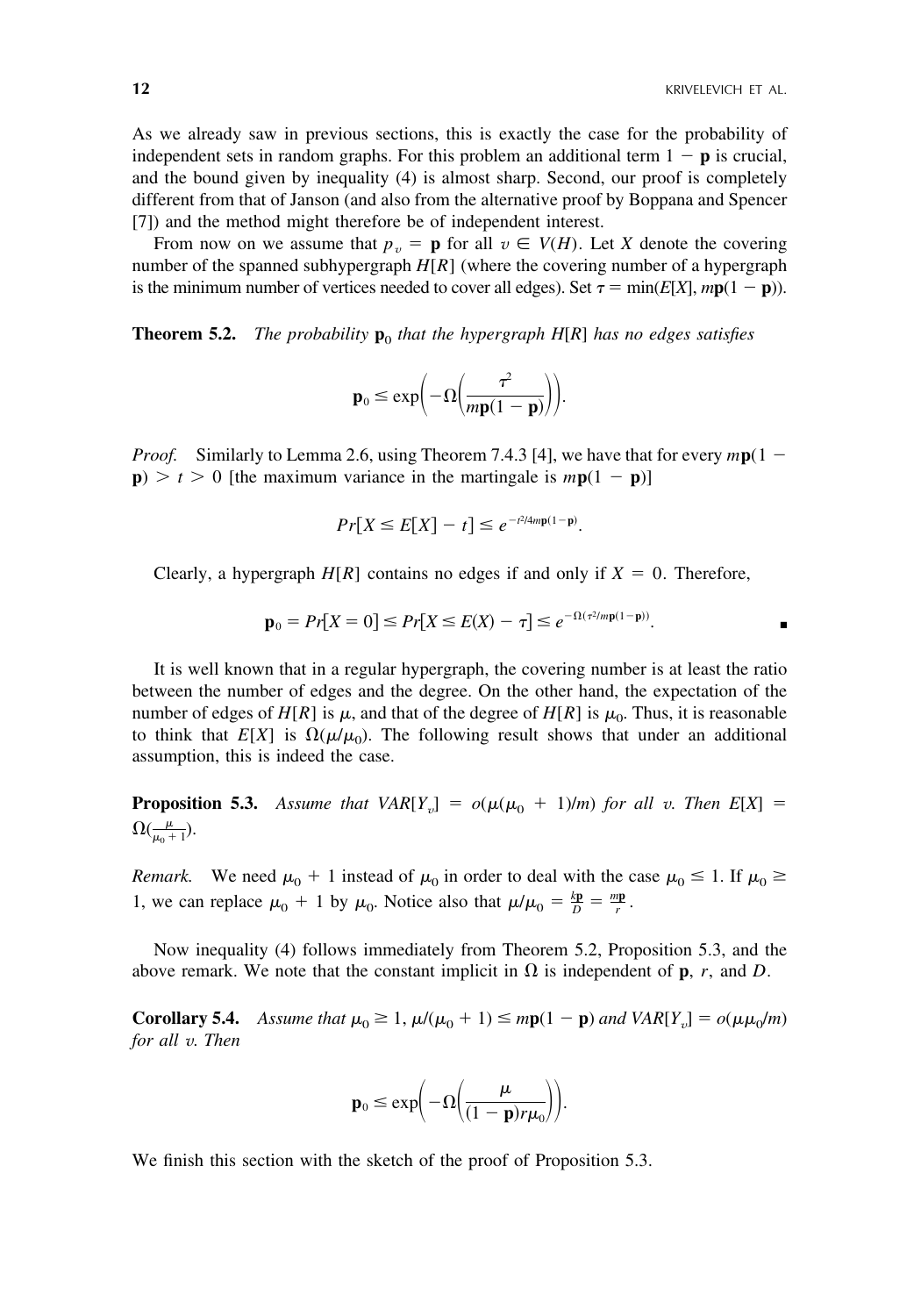As we already saw in previous sections, this is exactly the case for the probability of independent sets in random graphs. For this problem an additional term $1 - \mathbf{p}$ is crucial, and the bound given by inequality (4) is almost sharp. Second, our proof is completely different from that of Janson (and also from the alternative proof by Boppana and Spencer [7]) and the method might therefore be of independent interest.

From now on we assume that $p_v = \mathbf{p}$ for all $v \in V(H)$. Let $X$ denote the covering number of the spanned subhypergraph $H[R]$ (where the covering number of a hypergraph is the minimum number of vertices needed to cover all edges). Set $\tau = \min(E[X], m\mathbf{p}(1 - \mathbf{p}))$.

**Theorem 5.2.** *The probability $\mathbf{p}_0$ that the hypergraph $H[R]$ has no edges satisfies*

$$\mathbf{p}_0 \leq \exp\left(-\Omega\left(\frac{\tau^2}{m\mathbf{p}(1 - \mathbf{p})}\right)\right).$$

*Proof.* Similarly to Lemma 2.6, using Theorem 7.4.3 [4], we have that for every $m\mathbf{p}(1 - \mathbf{p}) > t > 0$ [the maximum variance in the martingale is $m\mathbf{p}(1 - \mathbf{p})$]

$$Pr[X \leq E[X] - t] \leq e^{-t^2/4m\mathbf{p}(1-\mathbf{p})}.$$

Clearly, a hypergraph $H[R]$ contains no edges if and only if $X = 0$. Therefore,

$$\mathbf{p}_0 = Pr[X = 0] \leq Pr[X \leq E(X) - \tau] \leq e^{-\Omega(\tau^2/m\mathbf{p}(1-\mathbf{p}))}. \qquad \blacksquare$$

It is well known that in a regular hypergraph, the covering number is at least the ratio between the number of edges and the degree. On the other hand, the expectation of the number of edges of $H[R]$ is $\mu$, and that of the degree of $H[R]$ is $\mu_0$. Thus, it is reasonable to think that $E[X]$ is $\Omega(\mu/\mu_0)$. The following result shows that under an additional assumption, this is indeed the case.

**Proposition 5.3.** *Assume that $VAR[Y_v] = o(\mu(\mu_0 + 1)/m)$ for all $v$. Then $E[X] = \Omega(\frac{\mu}{\mu_0 + 1})$.*

*Remark.* We need $\mu_0 + 1$ instead of $\mu_0$ in order to deal with the case $\mu_0 \leq 1$. If $\mu_0 \geq 1$, we can replace $\mu_0 + 1$ by $\mu_0$. Notice also that $\mu/\mu_0 = \frac{k\mathbf{p}}{D} = \frac{m\mathbf{p}}{r}$.

Now inequality (4) follows immediately from Theorem 5.2, Proposition 5.3, and the above remark. We note that the constant implicit in $\Omega$ is independent of $\mathbf{p}$, $r$, and $D$.

**Corollary 5.4.** *Assume that $\mu_0 \geq 1$, $\mu/(\mu_0 + 1) \leq m\mathbf{p}(1 - \mathbf{p})$ and $VAR[Y_v] = o(\mu\mu_0/m)$ for all $v$. Then*

$$\mathbf{p}_0 \leq \exp\left(-\Omega\left(\frac{\mu}{(1 - \mathbf{p})r\mu_0}\right)\right).$$

We finish this section with the sketch of the proof of Proposition 5.3.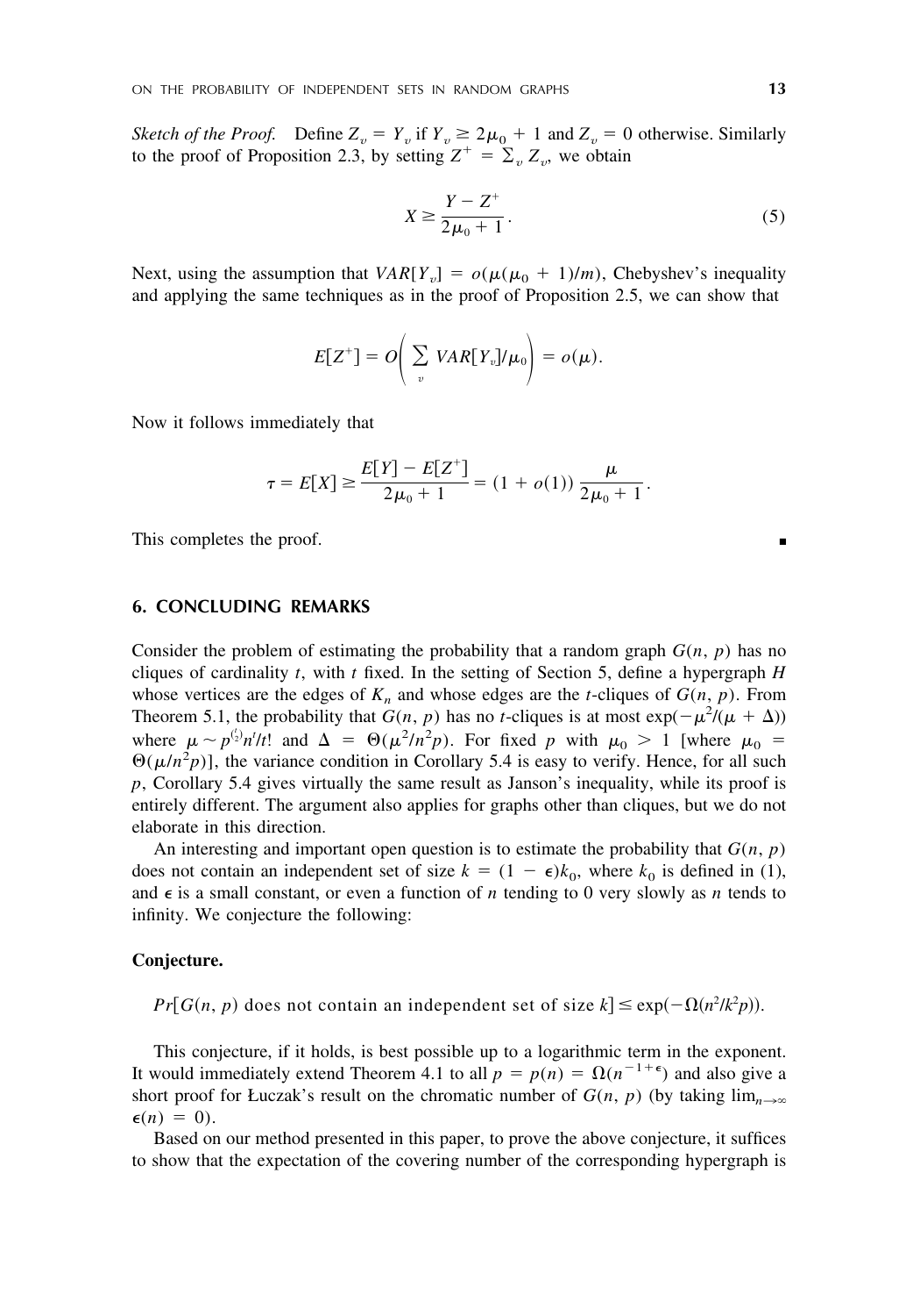*Sketch of the Proof.* Define $Z_v = Y_v$ if $Y_v \geq 2\mu_0 + 1$ and $Z_v = 0$ otherwise. Similarly to the proof of Proposition 2.3, by setting $Z^+ = \sum_v Z_v$, we obtain

$$X \geq \frac{Y - Z^+}{2\mu_0 + 1}. \tag{5}$$

Next, using the assumption that $VAR[Y_v] = o(\mu(\mu_0 + 1)/m)$, Chebyshev's inequality and applying the same techniques as in the proof of Proposition 2.5, we can show that

$$E[Z^+] = O\left( \sum_v VAR[Y_v]/\mu_0 \right) = o(\mu).$$

Now it follows immediately that

$$\tau = E[X] \geq \frac{E[Y] - E[Z^+]}{2\mu_0 + 1} = (1 + o(1)) \frac{\mu}{2\mu_0 + 1}.$$

This completes the proof. ∎

## 6. CONCLUDING REMARKS

Consider the problem of estimating the probability that a random graph $G(n, p)$ has no cliques of cardinality $t$, with $t$ fixed. In the setting of Section 5, define a hypergraph $H$ whose vertices are the edges of $K_n$ and whose edges are the $t$-cliques of $G(n, p)$. From Theorem 5.1, the probability that $G(n, p)$ has no $t$-cliques is at most $\exp(-\mu^2/(\mu + \Delta))$ where $\mu \sim p^{\binom{t}{2}} n^t / t!$ and $\Delta = \Theta(\mu^2/n^2 p)$. For fixed $p$ with $\mu_0 > 1$ [where $\mu_0 = \Theta(\mu/n^2 p)$], the variance condition in Corollary 5.4 is easy to verify. Hence, for all such $p$, Corollary 5.4 gives virtually the same result as Janson's inequality, while its proof is entirely different. The argument also applies for graphs other than cliques, but we do not elaborate in this direction.

An interesting and important open question is to estimate the probability that $G(n, p)$ does not contain an independent set of size $k = (1 - \epsilon)k_0$, where $k_0$ is defined in (1), and $\epsilon$ is a small constant, or even a function of $n$ tending to 0 very slowly as $n$ tends to infinity. We conjecture the following:

**Conjecture.**

$Pr[G(n, p)$ does not contain an independent set of size $k] \leq \exp(-\Omega(n^2/k^2 p))$.

This conjecture, if it holds, is best possible up to a logarithmic term in the exponent. It would immediately extend Theorem 4.1 to all $p = p(n) = \Omega(n^{-1+\epsilon})$ and also give a short proof for Łuczak's result on the chromatic number of $G(n, p)$ (by taking $\lim_{n\to\infty} \epsilon(n) = 0$).

Based on our method presented in this paper, to prove the above conjecture, it suffices to show that the expectation of the covering number of the corresponding hypergraph is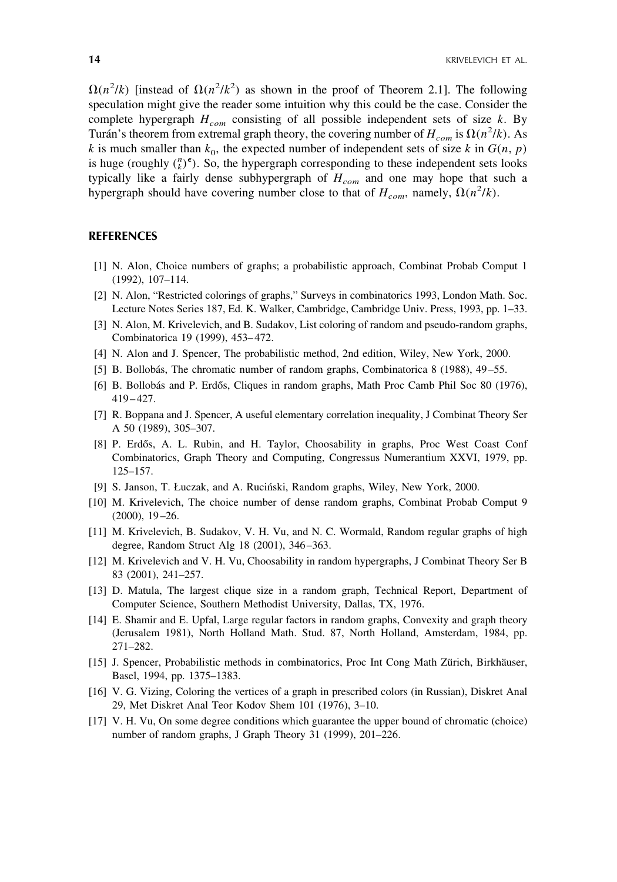$\Omega(n^2/k)$ [instead of $\Omega(n^2/k^2)$ as shown in the proof of Theorem 2.1]. The following speculation might give the reader some intuition why this could be the case. Consider the complete hypergraph $H_{com}$ consisting of all possible independent sets of size $k$. By Turán's theorem from extremal graph theory, the covering number of $H_{com}$ is $\Omega(n^2/k)$. As $k$ is much smaller than $k_0$, the expected number of independent sets of size $k$ in $G(n, p)$ is huge (roughly $\binom{n}{k}^{\epsilon}$). So, the hypergraph corresponding to these independent sets looks typically like a fairly dense subhypergraph of $H_{com}$ and one may hope that such a hypergraph should have covering number close to that of $H_{com}$, namely, $\Omega(n^2/k)$.

## REFERENCES

[1] N. Alon, Choice numbers of graphs; a probabilistic approach, Combinat Probab Comput 1 (1992), 107–114.

[2] N. Alon, "Restricted colorings of graphs," Surveys in combinatorics 1993, London Math. Soc. Lecture Notes Series 187, Ed. K. Walker, Cambridge, Cambridge Univ. Press, 1993, pp. 1–33.

[3] N. Alon, M. Krivelevich, and B. Sudakov, List coloring of random and pseudo-random graphs, Combinatorica 19 (1999), 453–472.

[4] N. Alon and J. Spencer, The probabilistic method, 2nd edition, Wiley, New York, 2000.

[5] B. Bollobás, The chromatic number of random graphs, Combinatorica 8 (1988), 49–55.

[6] B. Bollobás and P. Erdős, Cliques in random graphs, Math Proc Camb Phil Soc 80 (1976), 419–427.

[7] R. Boppana and J. Spencer, A useful elementary correlation inequality, J Combinat Theory Ser A 50 (1989), 305–307.

[8] P. Erdős, A. L. Rubin, and H. Taylor, Choosability in graphs, Proc West Coast Conf Combinatorics, Graph Theory and Computing, Congressus Numerantium XXVI, 1979, pp. 125–157.

[9] S. Janson, T. Łuczak, and A. Ruciński, Random graphs, Wiley, New York, 2000.

[10] M. Krivelevich, The choice number of dense random graphs, Combinat Probab Comput 9 (2000), 19–26.

[11] M. Krivelevich, B. Sudakov, V. H. Vu, and N. C. Wormald, Random regular graphs of high degree, Random Struct Alg 18 (2001), 346–363.

[12] M. Krivelevich and V. H. Vu, Choosability in random hypergraphs, J Combinat Theory Ser B 83 (2001), 241–257.

[13] D. Matula, The largest clique size in a random graph, Technical Report, Department of Computer Science, Southern Methodist University, Dallas, TX, 1976.

[14] E. Shamir and E. Upfal, Large regular factors in random graphs, Convexity and graph theory (Jerusalem 1981), North Holland Math. Stud. 87, North Holland, Amsterdam, 1984, pp. 271–282.

[15] J. Spencer, Probabilistic methods in combinatorics, Proc Int Cong Math Zürich, Birkhäuser, Basel, 1994, pp. 1375–1383.

[16] V. G. Vizing, Coloring the vertices of a graph in prescribed colors (in Russian), Diskret Anal 29, Met Diskret Anal Teor Kodov Shem 101 (1976), 3–10.

[17] V. H. Vu, On some degree conditions which guarantee the upper bound of chromatic (choice) number of random graphs, J Graph Theory 31 (1999), 201–226.